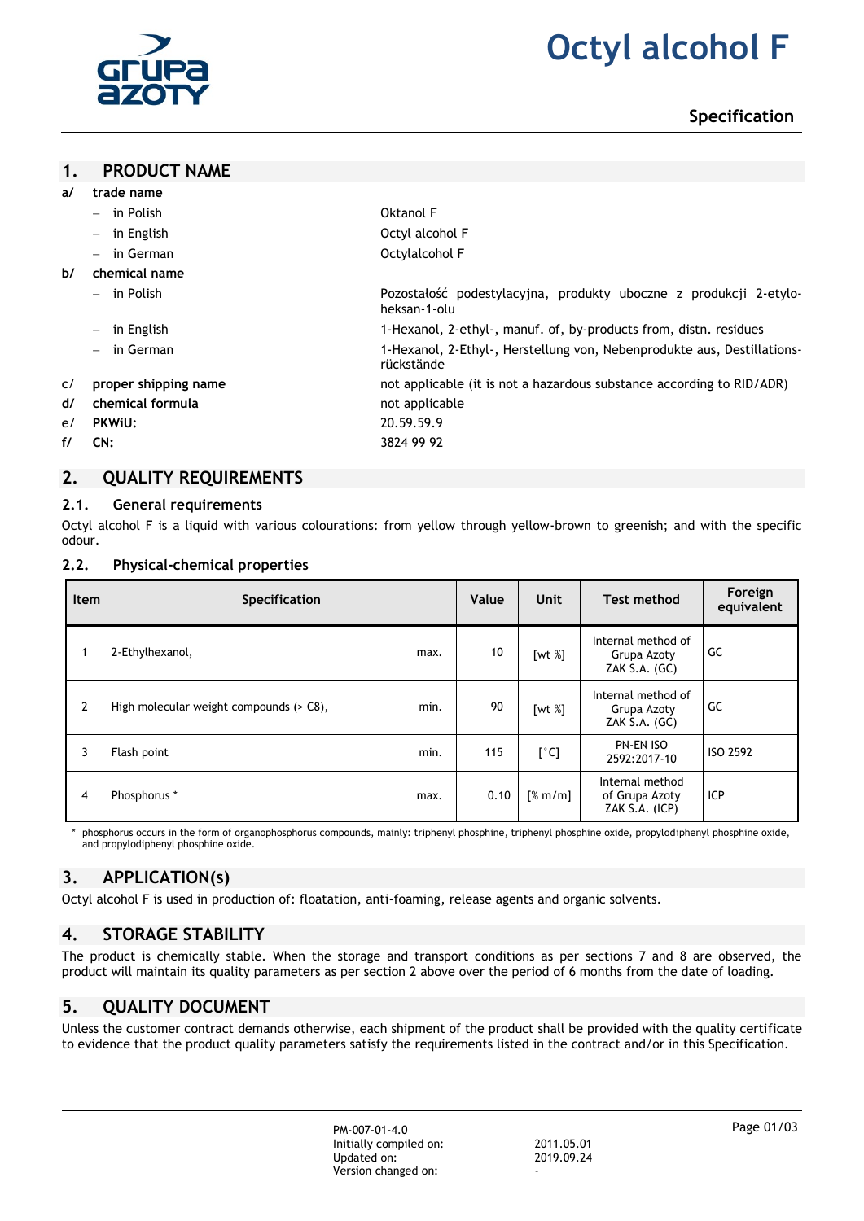# Octyl alcohol F

## Specification

## 1. PRODUCT NAME

**a/ trade name**

- in Polish: Oktanol F
- in English: Octyl alcohol F
- in German: Octylalcohol F

**b/ chemical name**

- in Polish: Pozostałość podestylacyjna, produkty uboczne z produkcji 2-etylo-heksan-1-olu
- in English: 1-Hexanol, 2-ethyl-, manuf. of, by-products from, distn. residues
- in German: 1-Hexanol, 2-Ethyl-, Herstellung von, Nebenprodukte aus, Destillations-rückstände

**c/ proper shipping name**: not applicable (it is not a hazardous substance according to RID/ADR)

**d/ chemical formula**: not applicable

**e/ PKWiU:** 20.59.59.9

**f/ CN:** 3824 99 92

## 2. QUALITY REQUIREMENTS

### 2.1. General requirements

Octyl alcohol F is a liquid with various colourations: from yellow through yellow-brown to greenish; and with the specific odour.

### 2.2. Physical-chemical properties

| Item | Specification | | Value | Unit | Test method | Foreign equivalent |
|---|---|---|---|---|---|---|
| 1 | 2-Ethylhexanol, | max. | 10 | [wt %] | Internal method of Grupa Azoty ZAK S.A. (GC) | GC |
| 2 | High molecular weight compounds (> C8), | min. | 90 | [wt %] | Internal method of Grupa Azoty ZAK S.A. (GC) | GC |
| 3 | Flash point | min. | 115 | [°C] | PN-EN ISO 2592:2017-10 | ISO 2592 |
| 4 | Phosphorus * | max. | 0.10 | [% m/m] | Internal method of Grupa Azoty ZAK S.A. (ICP) | ICP |

\* phosphorus occurs in the form of organophosphorus compounds, mainly: triphenyl phosphine, triphenyl phosphine oxide, propylodiphenyl phosphine oxide, and propylodiphenyl phosphine oxide.

## 3. APPLICATION(s)

Octyl alcohol F is used in production of: floatation, anti-foaming, release agents and organic solvents.

## 4. STORAGE STABILITY

The product is chemically stable. When the storage and transport conditions as per sections 7 and 8 are observed, the product will maintain its quality parameters as per section 2 above over the period of 6 months from the date of loading.

## 5. QUALITY DOCUMENT

Unless the customer contract demands otherwise, each shipment of the product shall be provided with the quality certificate to evidence that the product quality parameters satisfy the requirements listed in the contract and/or in this Specification.

PM-007-01-4.0
Initially compiled on: 2011.05.01
Updated on: 2019.09.24
Version changed on: -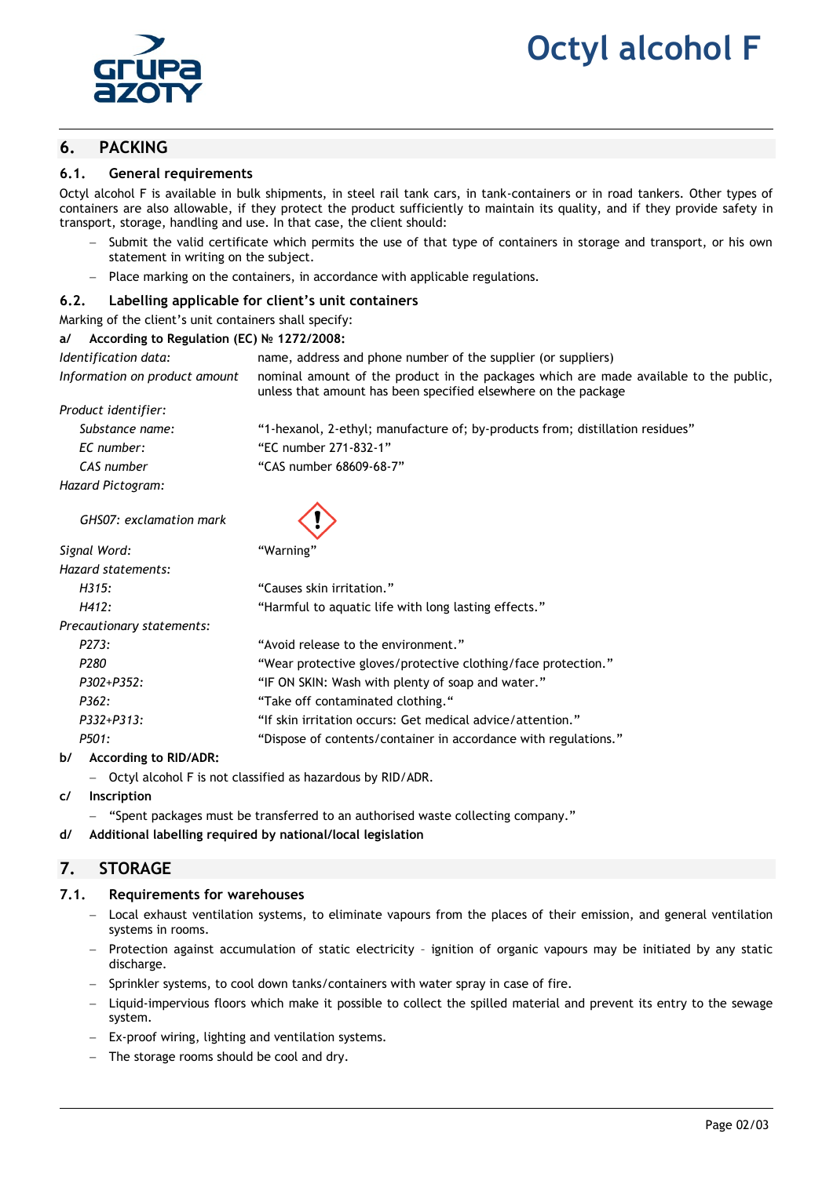## 6. PACKING

### 6.1. General requirements

Octyl alcohol F is available in bulk shipments, in steel rail tank cars, in tank-containers or in road tankers. Other types of containers are also allowable, if they protect the product sufficiently to maintain its quality, and if they provide safety in transport, storage, handling and use. In that case, the client should:

- Submit the valid certificate which permits the use of that type of containers in storage and transport, or his own statement in writing on the subject.
- Place marking on the containers, in accordance with applicable regulations.

### 6.2. Labelling applicable for client's unit containers

Marking of the client's unit containers shall specify:

**a/ According to Regulation (EC) № 1272/2008:**

| | |
|---|---|
| *Identification data:* | name, address and phone number of the supplier (or suppliers) |
| *Information on product amount* | nominal amount of the product in the packages which are made available to the public, unless that amount has been specified elsewhere on the package |
| *Product identifier:* | |
| *Substance name:* | "1-hexanol, 2-ethyl; manufacture of; by-products from; distillation residues" |
| *EC number:* | "EC number 271-832-1" |
| *CAS number* | "CAS number 68609-68-7" |
| *Hazard Pictogram:* | |
| *GHS07: exclamation mark* | |
| *Signal Word:* | "Warning" |
| *Hazard statements:* | |
| *H315:* | "Causes skin irritation." |
| *H412:* | "Harmful to aquatic life with long lasting effects." |
| *Precautionary statements:* | |
| *P273:* | "Avoid release to the environment." |
| *P280* | "Wear protective gloves/protective clothing/face protection." |
| *P302+P352:* | "IF ON SKIN: Wash with plenty of soap and water." |
| *P362:* | "Take off contaminated clothing." |
| *P332+P313:* | "If skin irritation occurs: Get medical advice/attention." |
| *P501:* | "Dispose of contents/container in accordance with regulations." |

**b/ According to RID/ADR:**

- Octyl alcohol F is not classified as hazardous by RID/ADR.

**c/ Inscription**

- "Spent packages must be transferred to an authorised waste collecting company."

**d/ Additional labelling required by national/local legislation**

## 7. STORAGE

### 7.1. Requirements for warehouses

- Local exhaust ventilation systems, to eliminate vapours from the places of their emission, and general ventilation systems in rooms.
- Protection against accumulation of static electricity – ignition of organic vapours may be initiated by any static discharge.
- Sprinkler systems, to cool down tanks/containers with water spray in case of fire.
- Liquid-impervious floors which make it possible to collect the spilled material and prevent its entry to the sewage system.
- Ex-proof wiring, lighting and ventilation systems.
- The storage rooms should be cool and dry.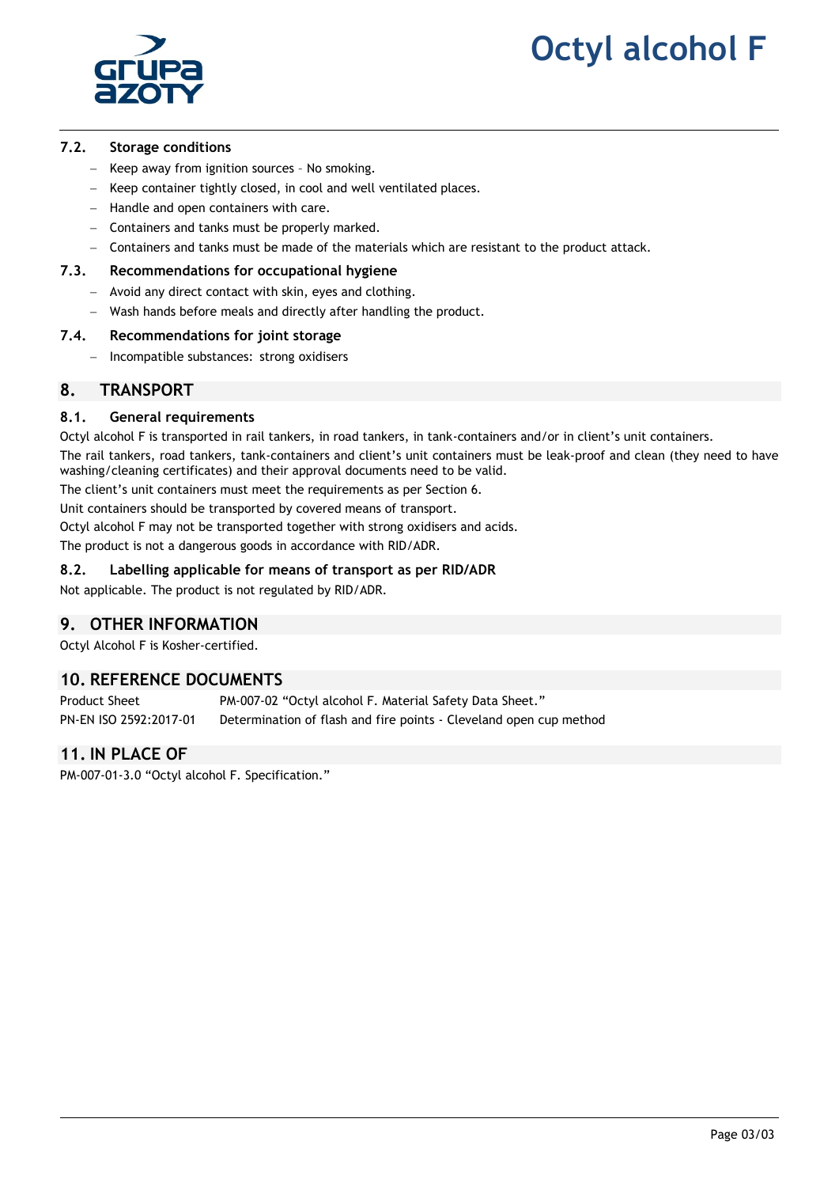### 7.2. Storage conditions

- Keep away from ignition sources – No smoking.
- Keep container tightly closed, in cool and well ventilated places.
- Handle and open containers with care.
- Containers and tanks must be properly marked.
- Containers and tanks must be made of the materials which are resistant to the product attack.

### 7.3. Recommendations for occupational hygiene

- Avoid any direct contact with skin, eyes and clothing.
- Wash hands before meals and directly after handling the product.

### 7.4. Recommendations for joint storage

- Incompatible substances: strong oxidisers

## 8. TRANSPORT

### 8.1. General requirements

Octyl alcohol F is transported in rail tankers, in road tankers, in tank-containers and/or in client's unit containers.

The rail tankers, road tankers, tank-containers and client's unit containers must be leak-proof and clean (they need to have washing/cleaning certificates) and their approval documents need to be valid.

The client's unit containers must meet the requirements as per Section 6.

Unit containers should be transported by covered means of transport.

Octyl alcohol F may not be transported together with strong oxidisers and acids.

The product is not a dangerous goods in accordance with RID/ADR.

### 8.2. Labelling applicable for means of transport as per RID/ADR

Not applicable. The product is not regulated by RID/ADR.

## 9. OTHER INFORMATION

Octyl Alcohol F is Kosher-certified.

## 10. REFERENCE DOCUMENTS

| | |
|---|---|
| Product Sheet | PM-007-02 "Octyl alcohol F. Material Safety Data Sheet." |
| PN-EN ISO 2592:2017-01 | Determination of flash and fire points - Cleveland open cup method |

## 11. IN PLACE OF

PM-007-01-3.0 "Octyl alcohol F. Specification."